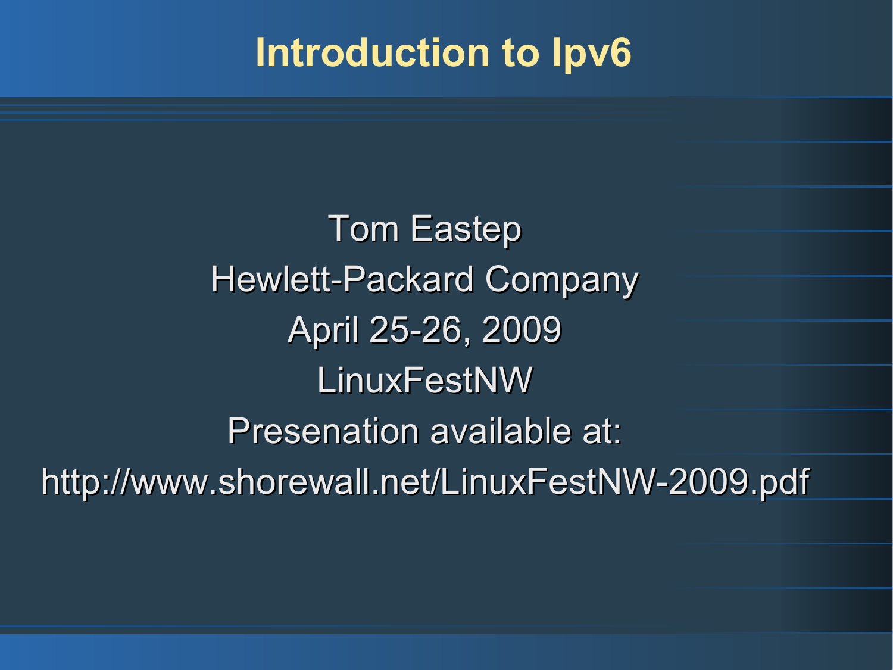# Introduction to Ipv6

Tom Eastep

Hewlett-Packard Company

April 25-26, 2009

LinuxFestNW

Presenation available at:

http://www.shorewall.net/LinuxFestNW-2009.pdf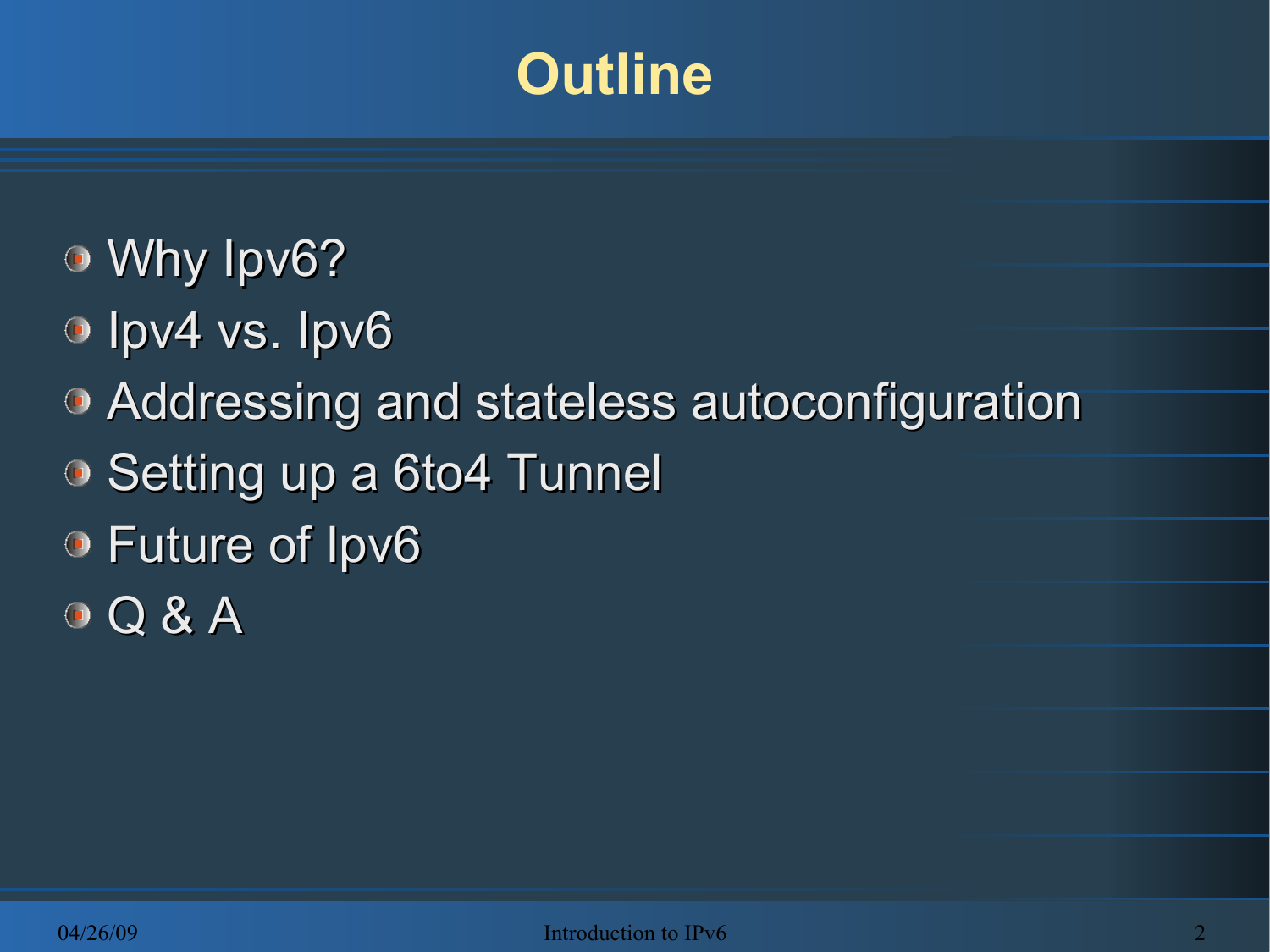# Outline

- Why Ipv6?
- Ipv4 vs. Ipv6
- Addressing and stateless autoconfiguration
- Setting up a 6to4 Tunnel
- Future of Ipv6
- Q & A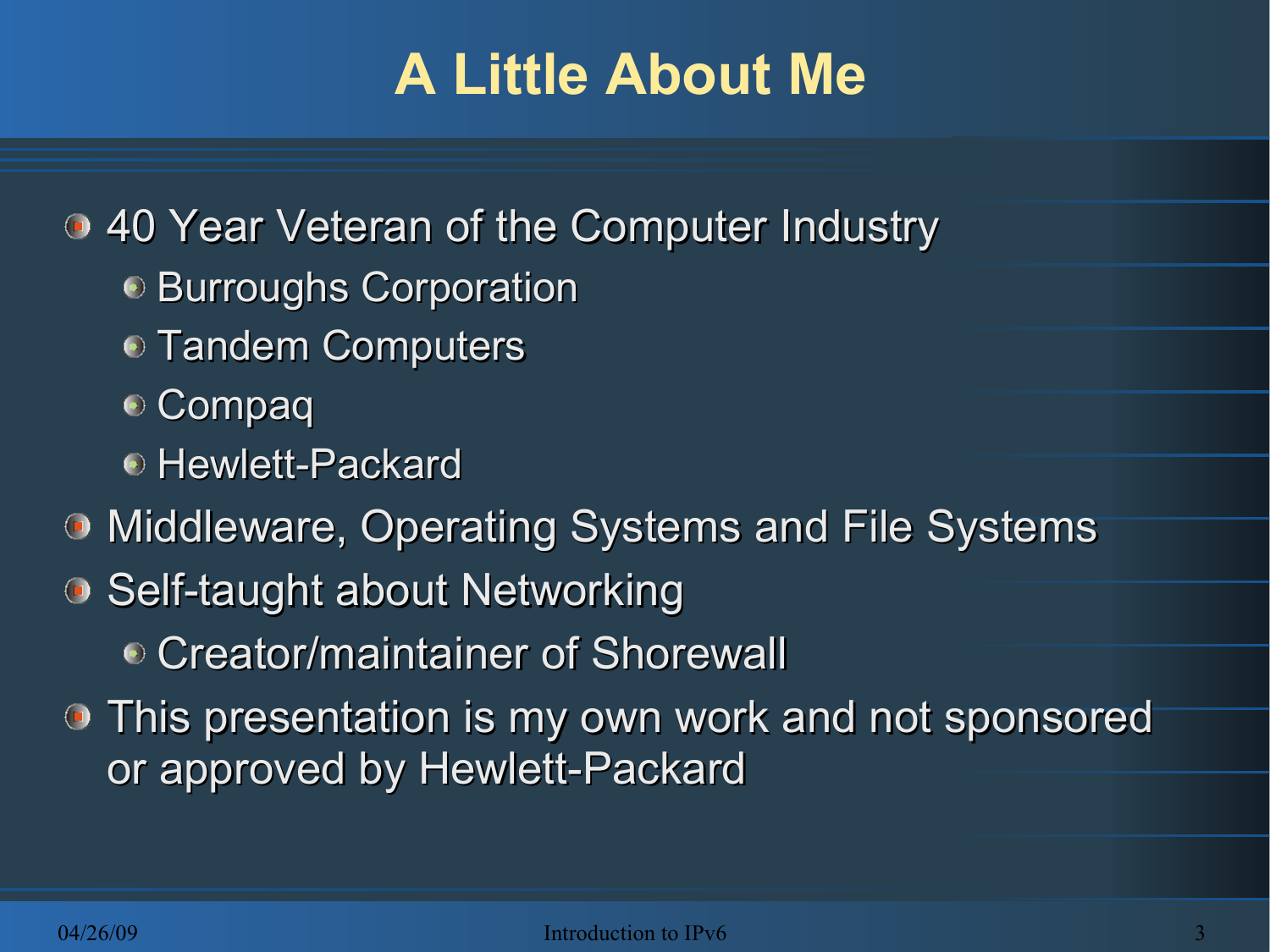# A Little About Me

- 40 Year Veteran of the Computer Industry
  - Burroughs Corporation
  - Tandem Computers
  - Compaq
  - Hewlett-Packard
- Middleware, Operating Systems and File Systems
- Self-taught about Networking
  - Creator/maintainer of Shorewall
- This presentation is my own work and not sponsored or approved by Hewlett-Packard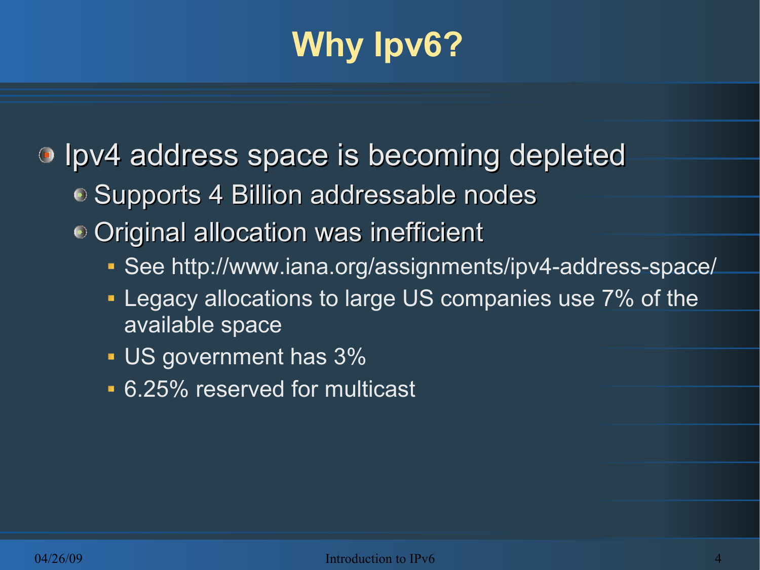# Why Ipv6?

- Ipv4 address space is becoming depleted
  - Supports 4 Billion addressable nodes
  - Original allocation was inefficient
    - See http://www.iana.org/assignments/ipv4-address-space/
    - Legacy allocations to large US companies use 7% of the available space
    - US government has 3%
    - 6.25% reserved for multicast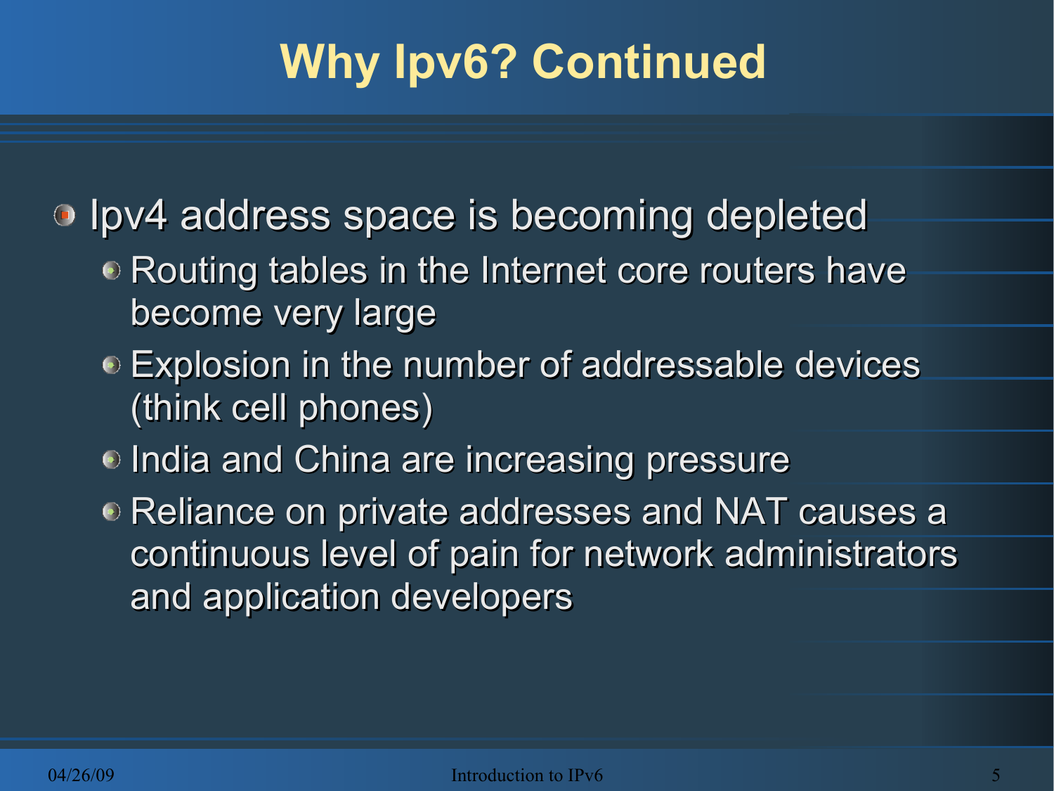# Why Ipv6? Continued

- Ipv4 address space is becoming depleted
  - Routing tables in the Internet core routers have become very large
  - Explosion in the number of addressable devices (think cell phones)
  - India and China are increasing pressure
  - Reliance on private addresses and NAT causes a continuous level of pain for network administrators and application developers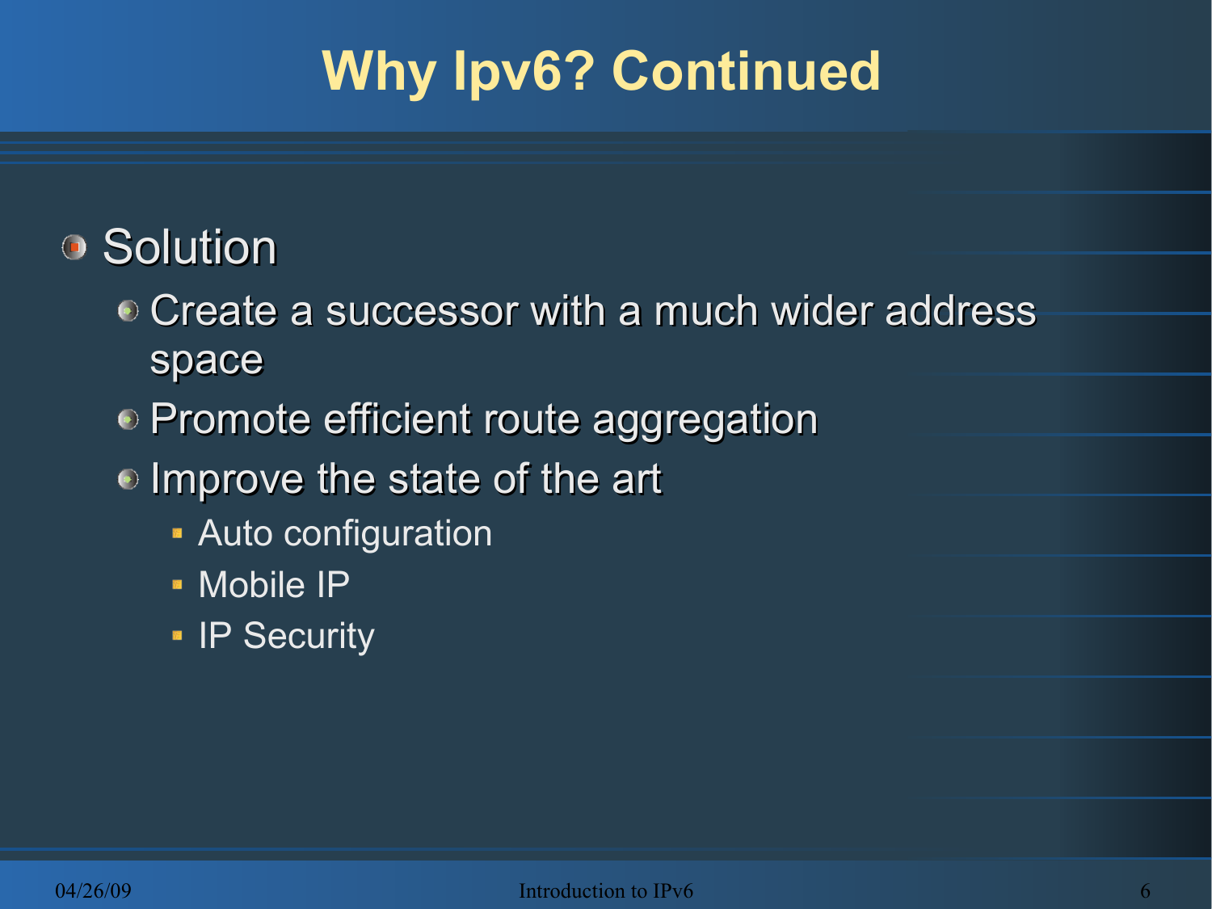# Why Ipv6? Continued

- Solution
  - Create a successor with a much wider address space
  - Promote efficient route aggregation
  - Improve the state of the art
    - Auto configuration
    - Mobile IP
    - IP Security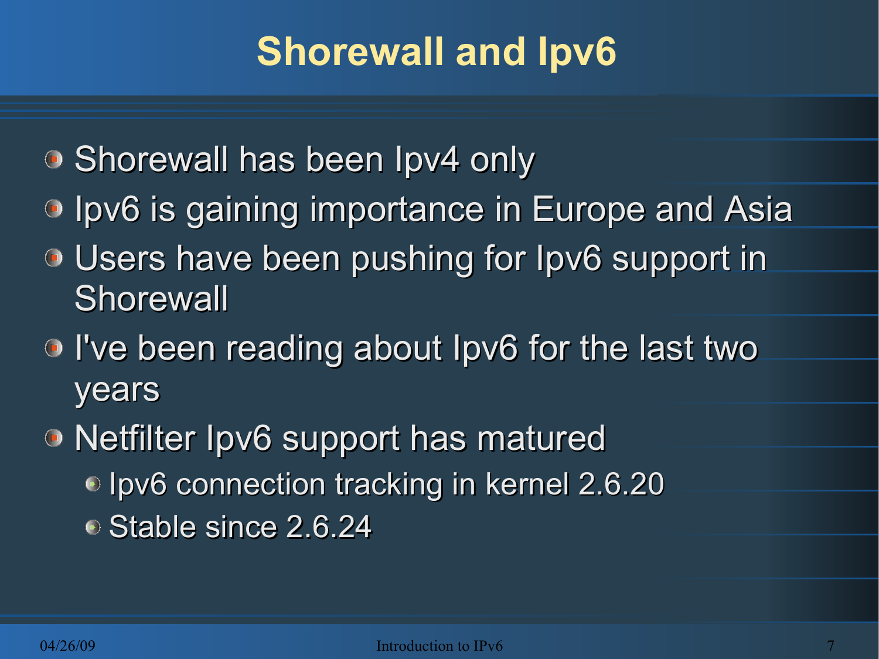# Shorewall and Ipv6

- Shorewall has been Ipv4 only
- Ipv6 is gaining importance in Europe and Asia
- Users have been pushing for Ipv6 support in Shorewall
- I've been reading about Ipv6 for the last two years
- Netfilter Ipv6 support has matured
  - Ipv6 connection tracking in kernel 2.6.20
  - Stable since 2.6.24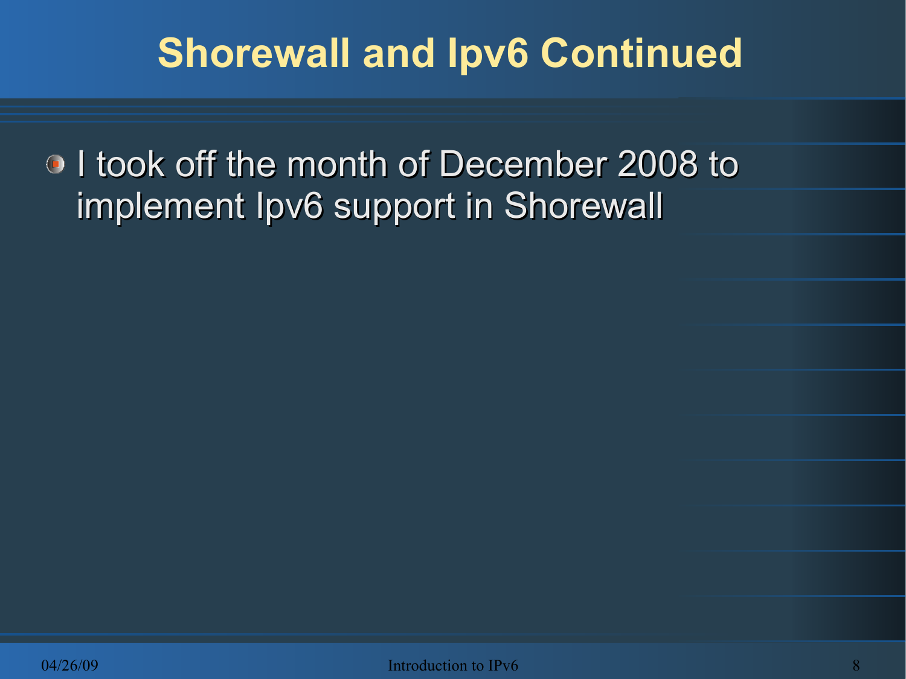# Shorewall and Ipv6 Continued

- I took off the month of December 2008 to implement Ipv6 support in Shorewall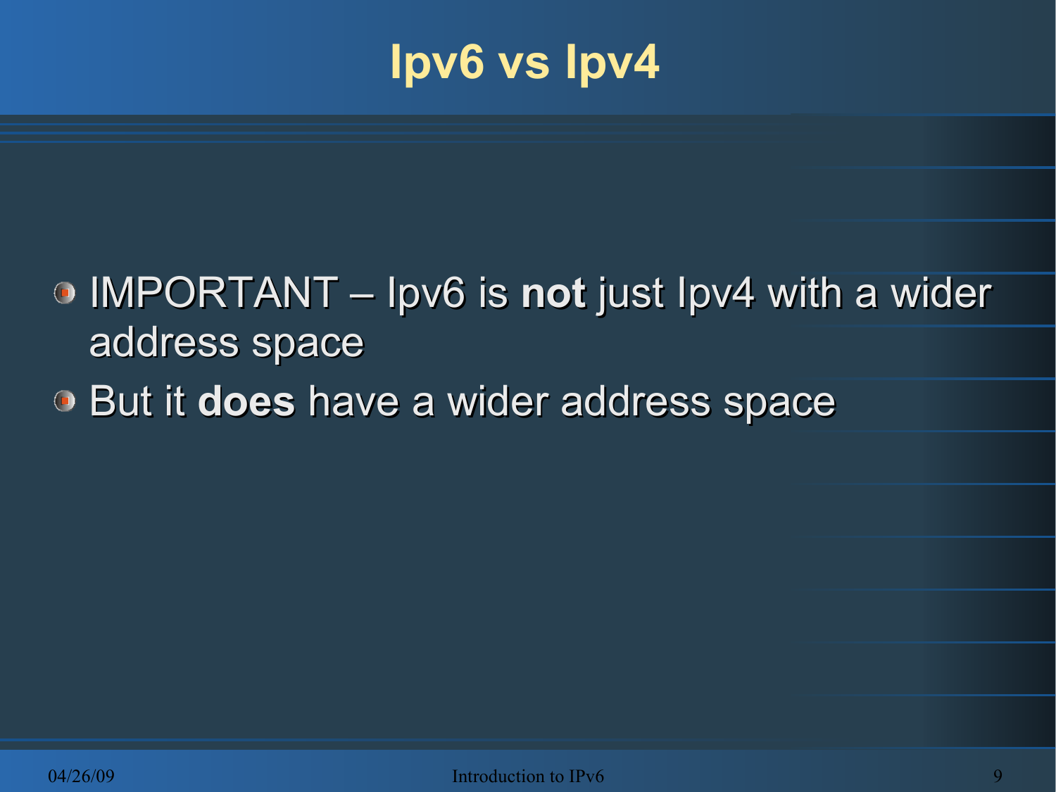# Ipv6 vs Ipv4

- IMPORTANT – Ipv6 is **not** just Ipv4 with a wider address space
- But it **does** have a wider address space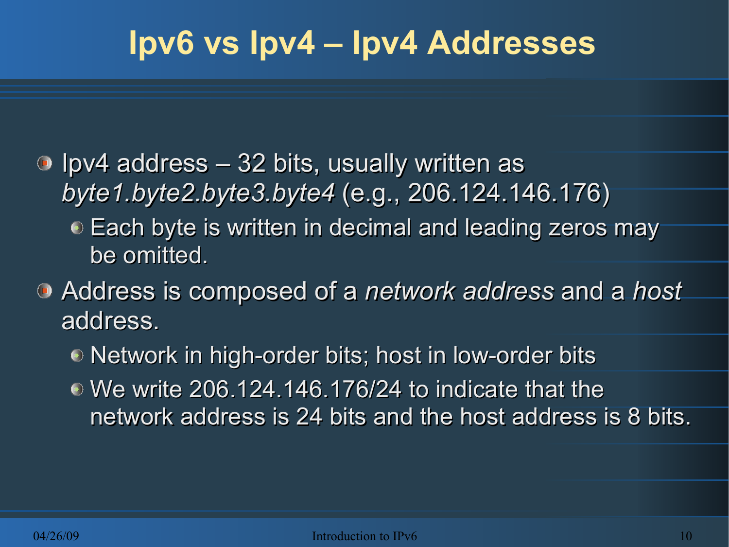# Ipv6 vs Ipv4 – Ipv4 Addresses

- Ipv4 address – 32 bits, usually written as *byte1.byte2.byte3.byte4* (e.g., 206.124.146.176)
  - Each byte is written in decimal and leading zeros may be omitted.
- Address is composed of a *network address* and a *host* address.
  - Network in high-order bits; host in low-order bits
  - We write 206.124.146.176/24 to indicate that the network address is 24 bits and the host address is 8 bits.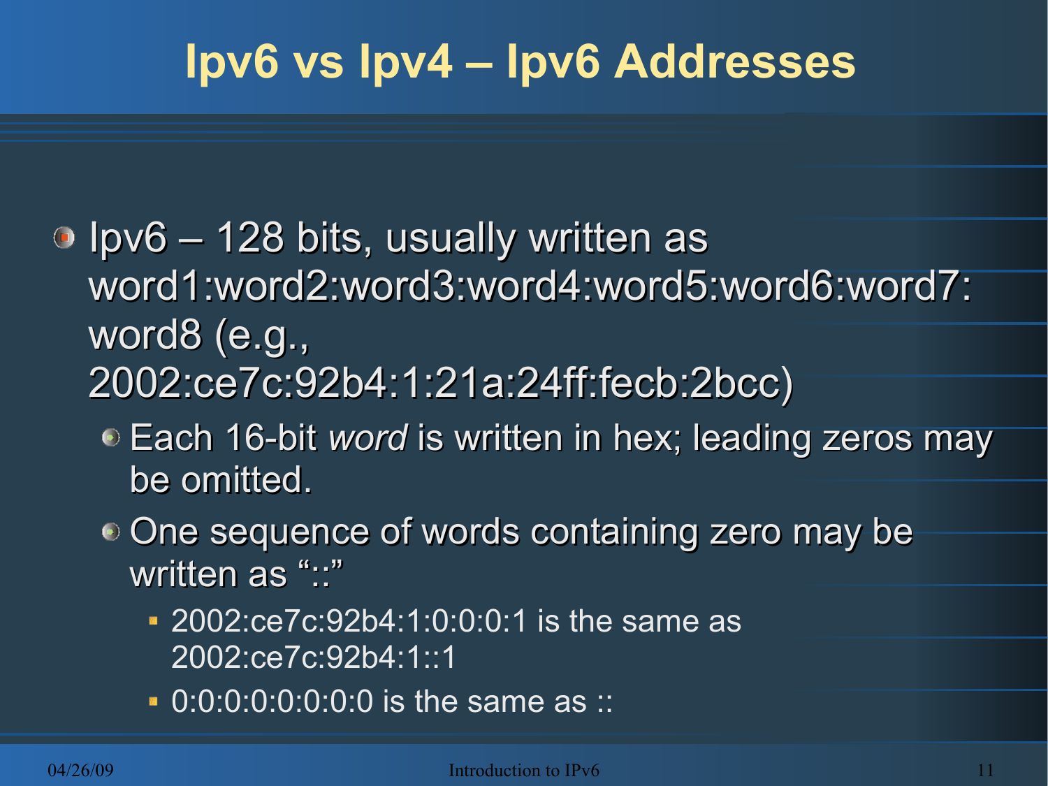# Ipv6 vs Ipv4 – Ipv6 Addresses

- Ipv6 – 128 bits, usually written as word1:word2:word3:word4:word5:word6:word7:word8 (e.g., 2002:ce7c:92b4:1:21a:24ff:fecb:2bcc)
  - Each 16-bit *word* is written in hex; leading zeros may be omitted.
  - One sequence of words containing zero may be written as "::"
    - 2002:ce7c:92b4:1:0:0:0:1 is the same as 2002:ce7c:92b4:1::1
    - 0:0:0:0:0:0:0:0 is the same as ::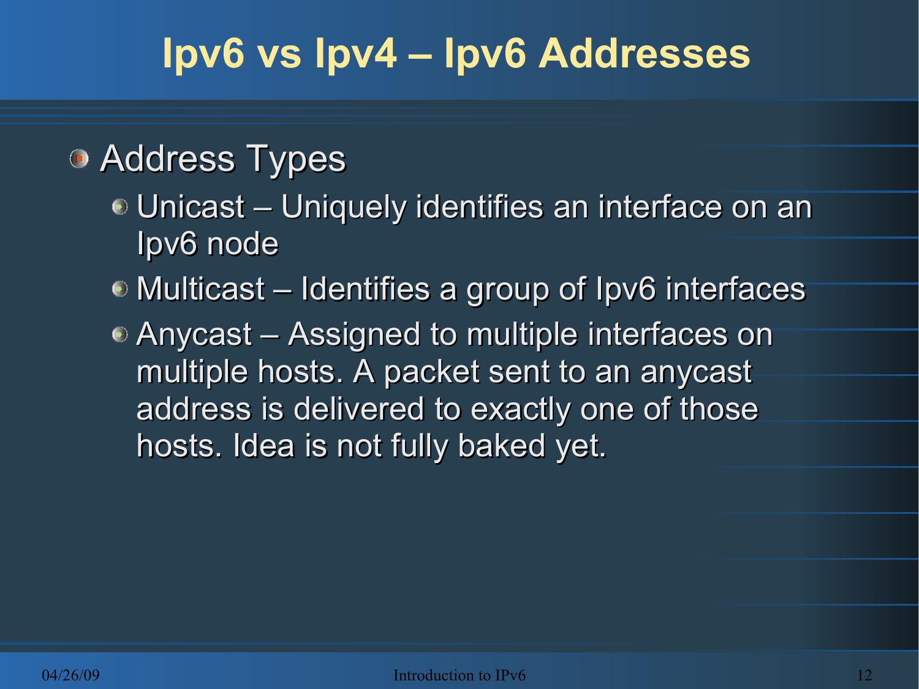# Ipv6 vs Ipv4 – Ipv6 Addresses

- Address Types
  - Unicast – Uniquely identifies an interface on an Ipv6 node
  - Multicast – Identifies a group of Ipv6 interfaces
  - Anycast – Assigned to multiple interfaces on multiple hosts. A packet sent to an anycast address is delivered to exactly one of those hosts. Idea is not fully baked yet.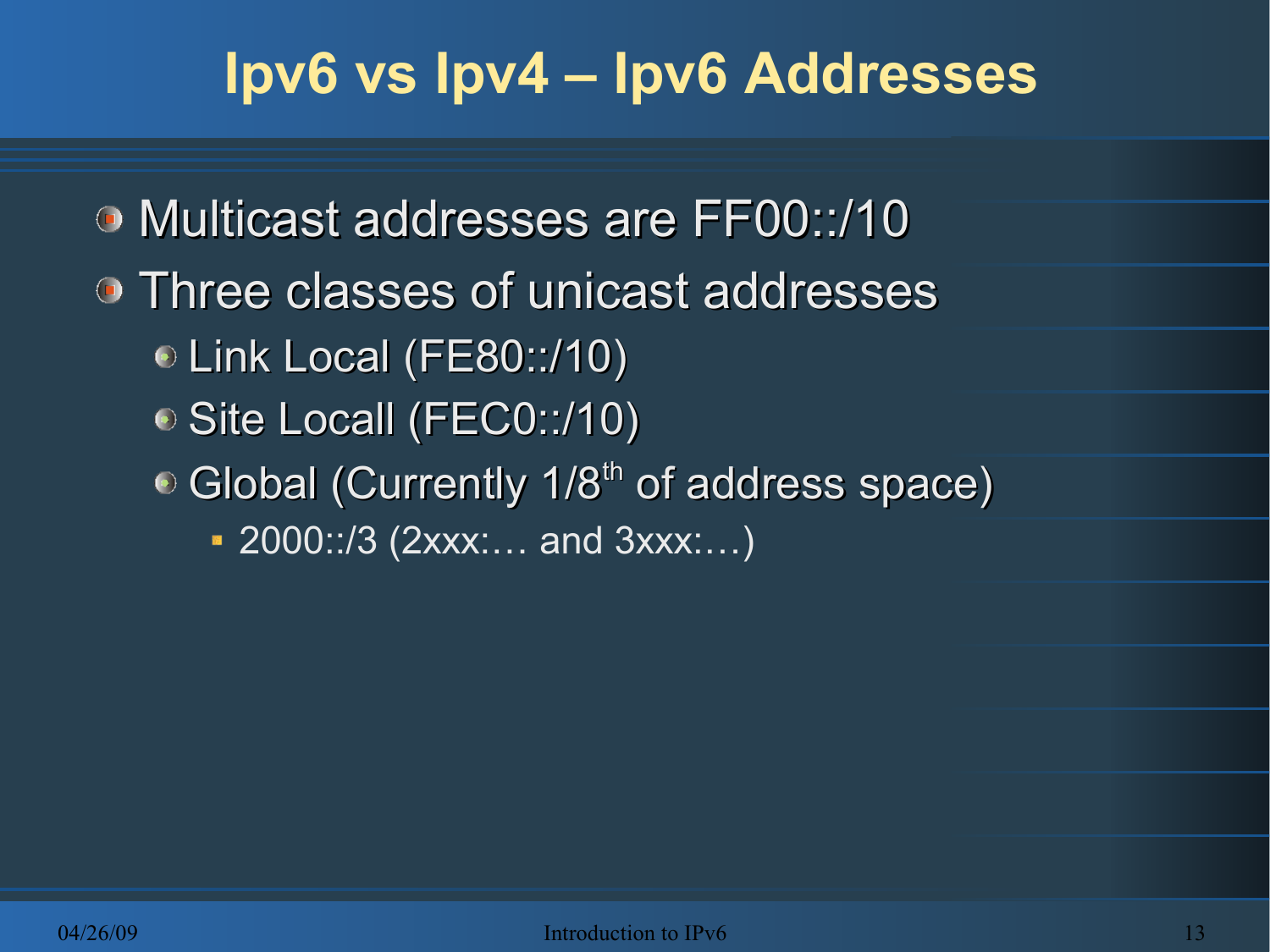# Ipv6 vs Ipv4 – Ipv6 Addresses

- Multicast addresses are FF00::/10
- Three classes of unicast addresses
  - Link Local (FE80::/10)
  - Site Locall (FEC0::/10)
  - Global (Currently 1/8th of address space)
    - 2000::/3 (2xxx:… and 3xxx:…)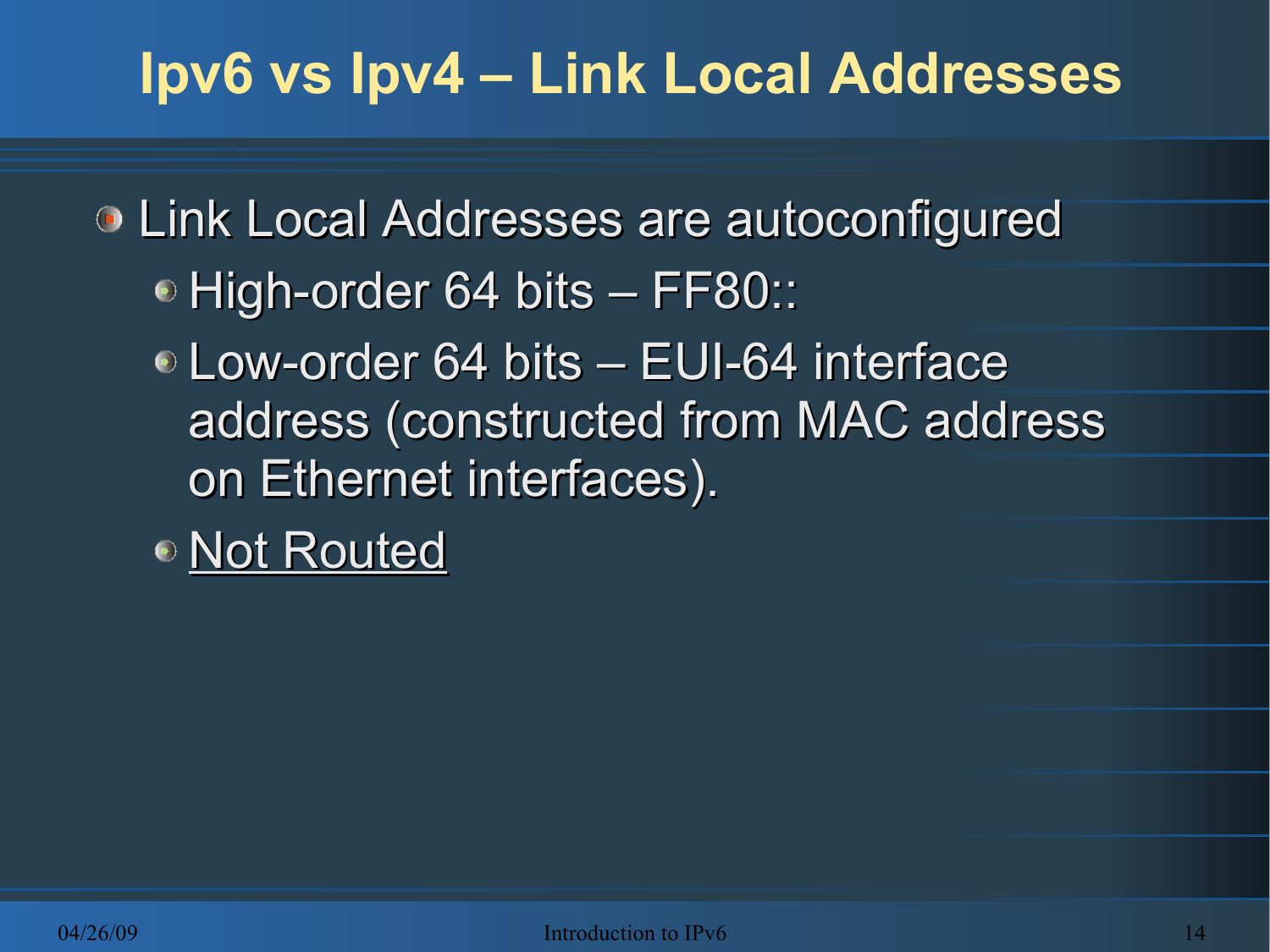# Ipv6 vs Ipv4 – Link Local Addresses

- Link Local Addresses are autoconfigured
  - High-order 64 bits – FF80::
  - Low-order 64 bits – EUI-64 interface address (constructed from MAC address on Ethernet interfaces).
  - <u>Not Routed</u>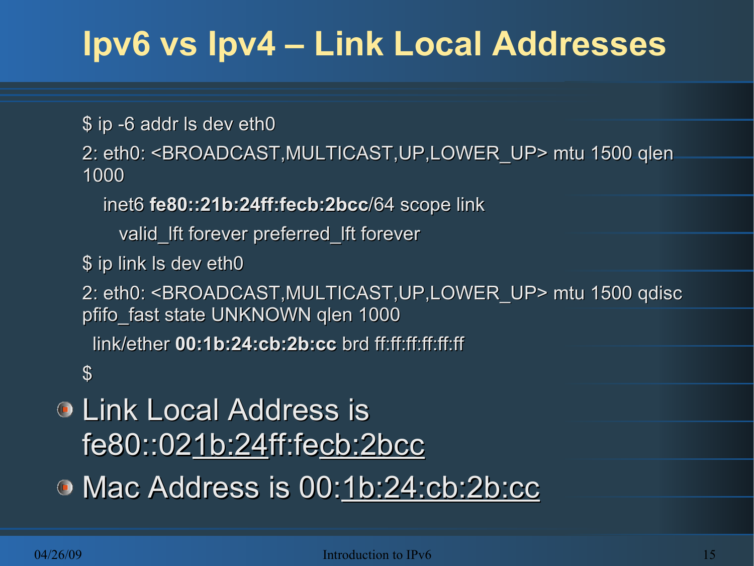# Ipv6 vs Ipv4 – Link Local Addresses

```
$ ip -6 addr ls dev eth0
2: eth0: <BROADCAST,MULTICAST,UP,LOWER_UP> mtu 1500 qlen 1000
    inet6 fe80::21b:24ff:fecb:2bcc/64 scope link
       valid_lft forever preferred_lft forever
$ ip link ls dev eth0
2: eth0: <BROADCAST,MULTICAST,UP,LOWER_UP> mtu 1500 qdisc pfifo_fast state UNKNOWN qlen 1000
  link/ether 00:1b:24:cb:2b:cc brd ff:ff:ff:ff:ff:ff
$
```

- Link Local Address is fe80::02<u>1b:24</u>ff:fe<u>cb:2bcc</u>
- Mac Address is 00:<u>1b:24:cb:2b:cc</u>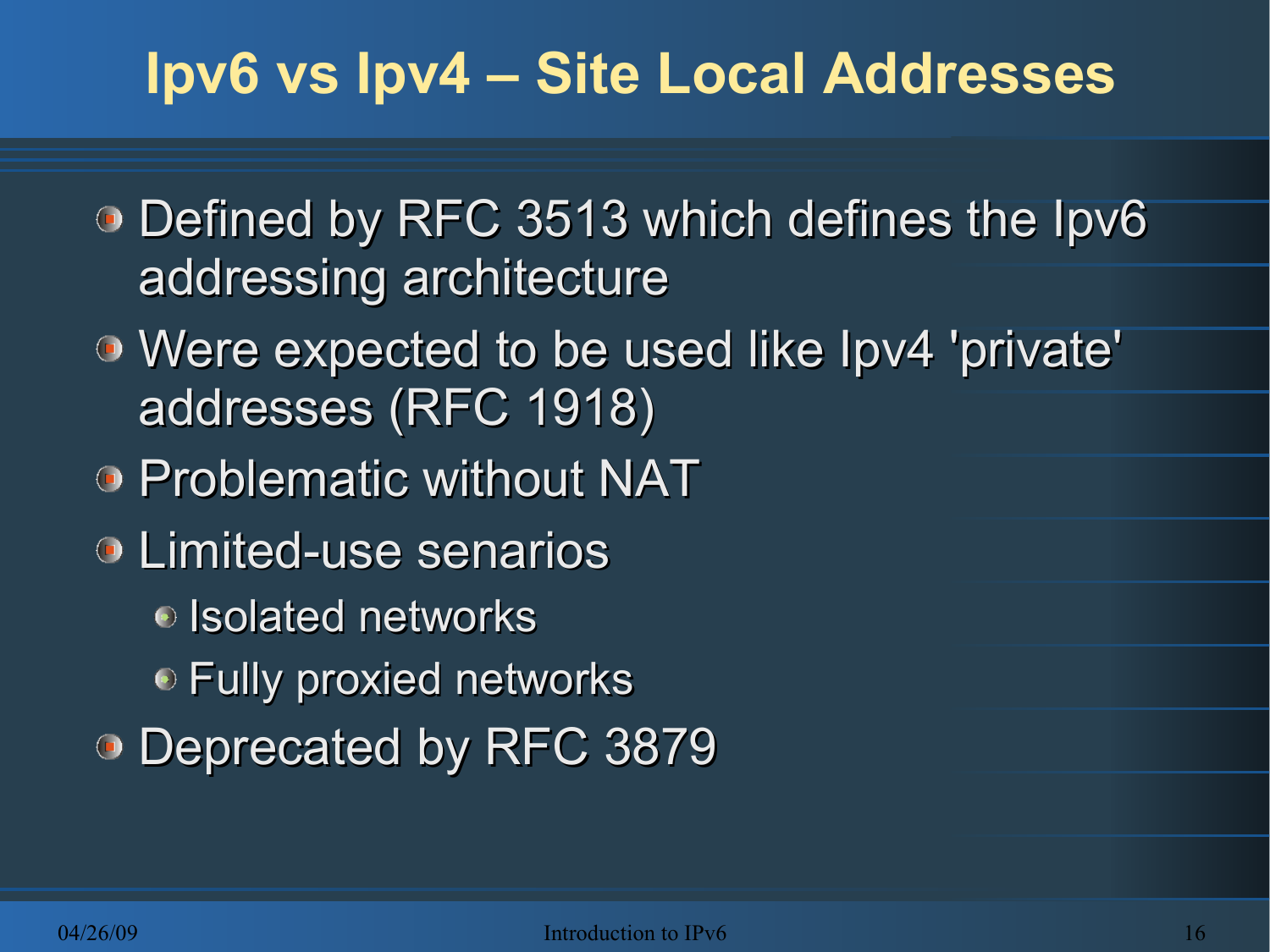# Ipv6 vs Ipv4 – Site Local Addresses

- Defined by RFC 3513 which defines the Ipv6 addressing architecture
- Were expected to be used like Ipv4 'private' addresses (RFC 1918)
- Problematic without NAT
- Limited-use senarios
  - Isolated networks
  - Fully proxied networks
- Deprecated by RFC 3879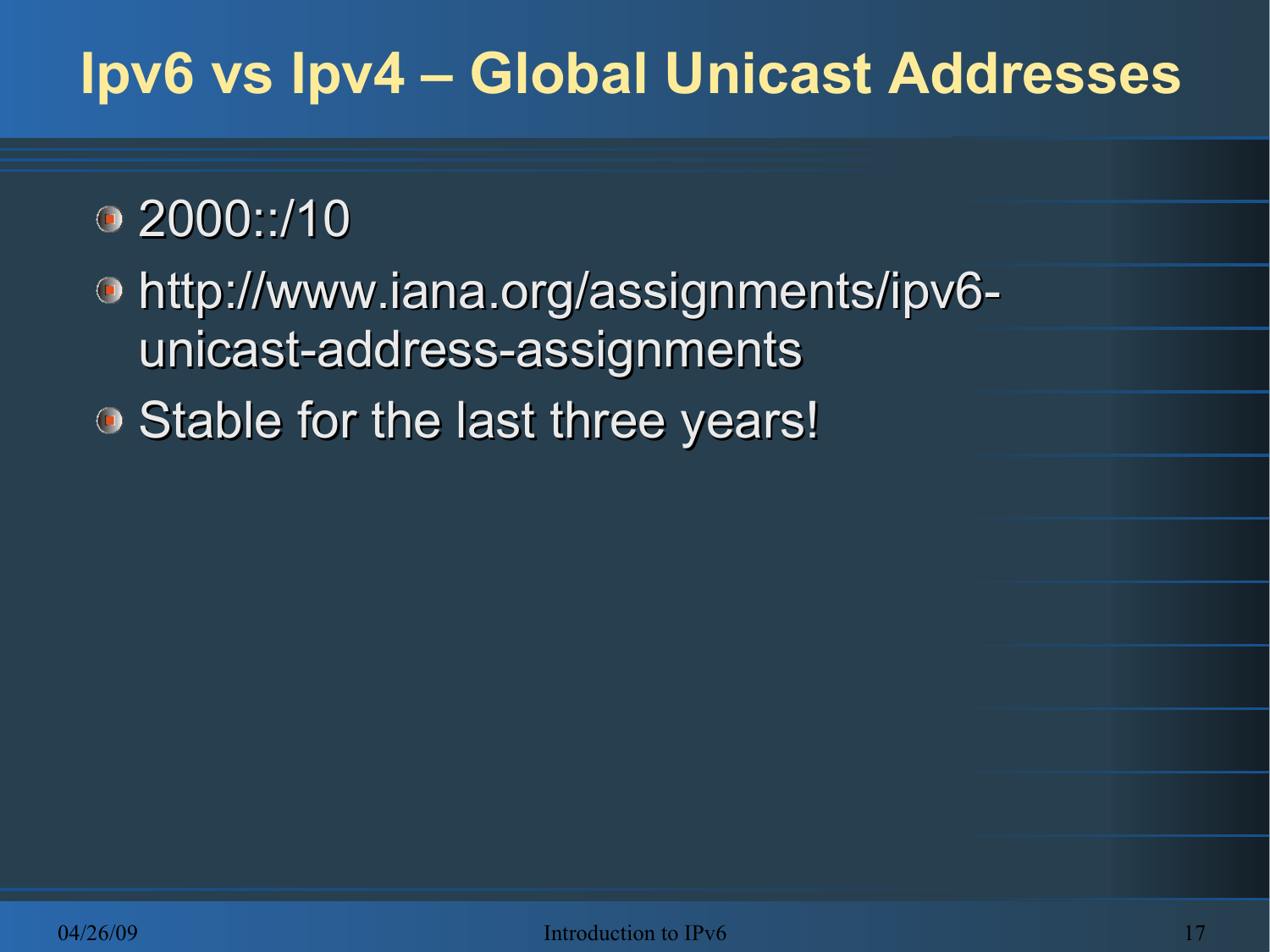# Ipv6 vs Ipv4 – Global Unicast Addresses

- 2000::/10
- http://www.iana.org/assignments/ipv6-unicast-address-assignments
- Stable for the last three years!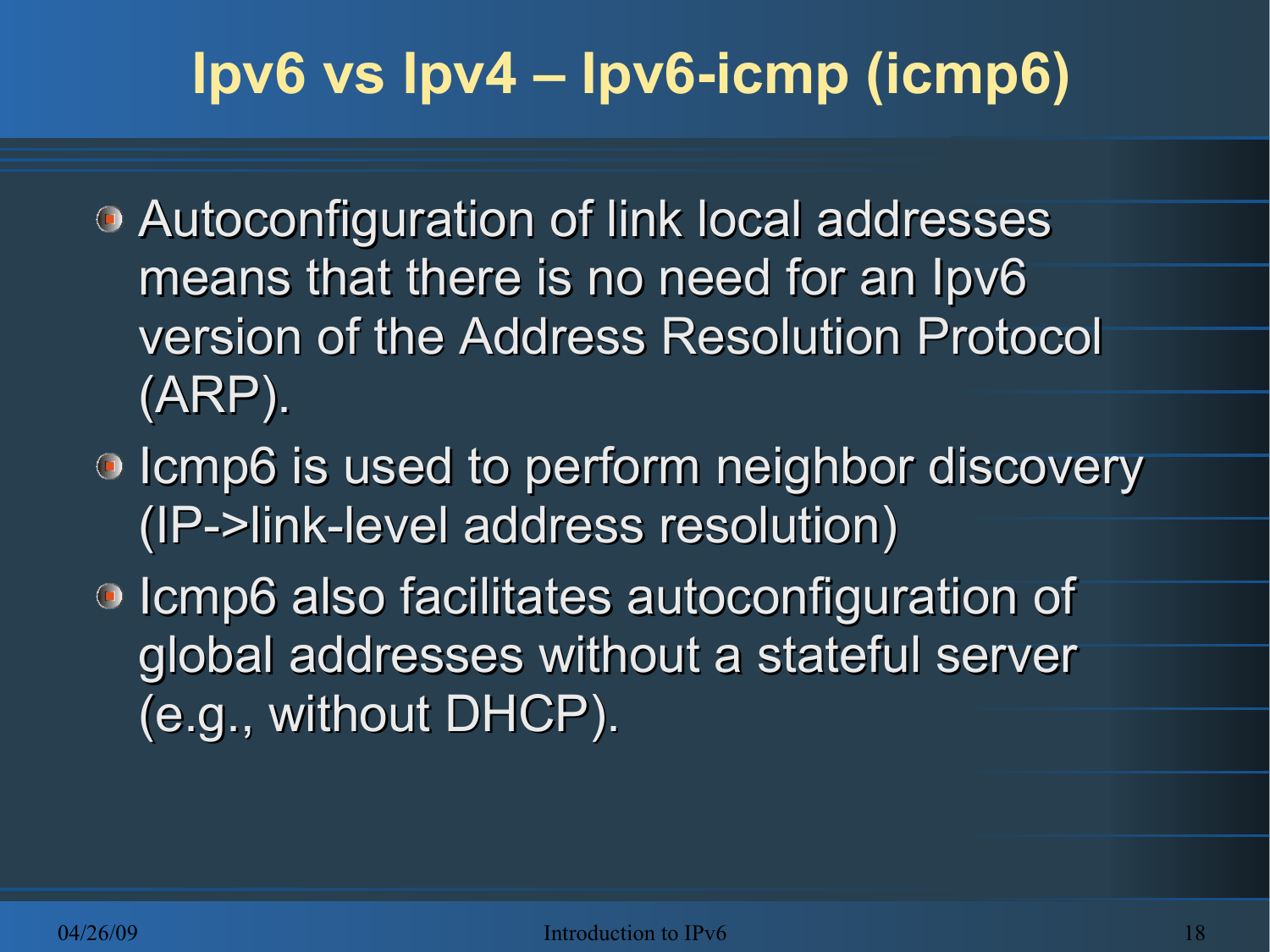# Ipv6 vs Ipv4 – Ipv6-icmp (icmp6)

- Autoconfiguration of link local addresses means that there is no need for an Ipv6 version of the Address Resolution Protocol (ARP).
- Icmp6 is used to perform neighbor discovery (IP->link-level address resolution)
- Icmp6 also facilitates autoconfiguration of global addresses without a stateful server (e.g., without DHCP).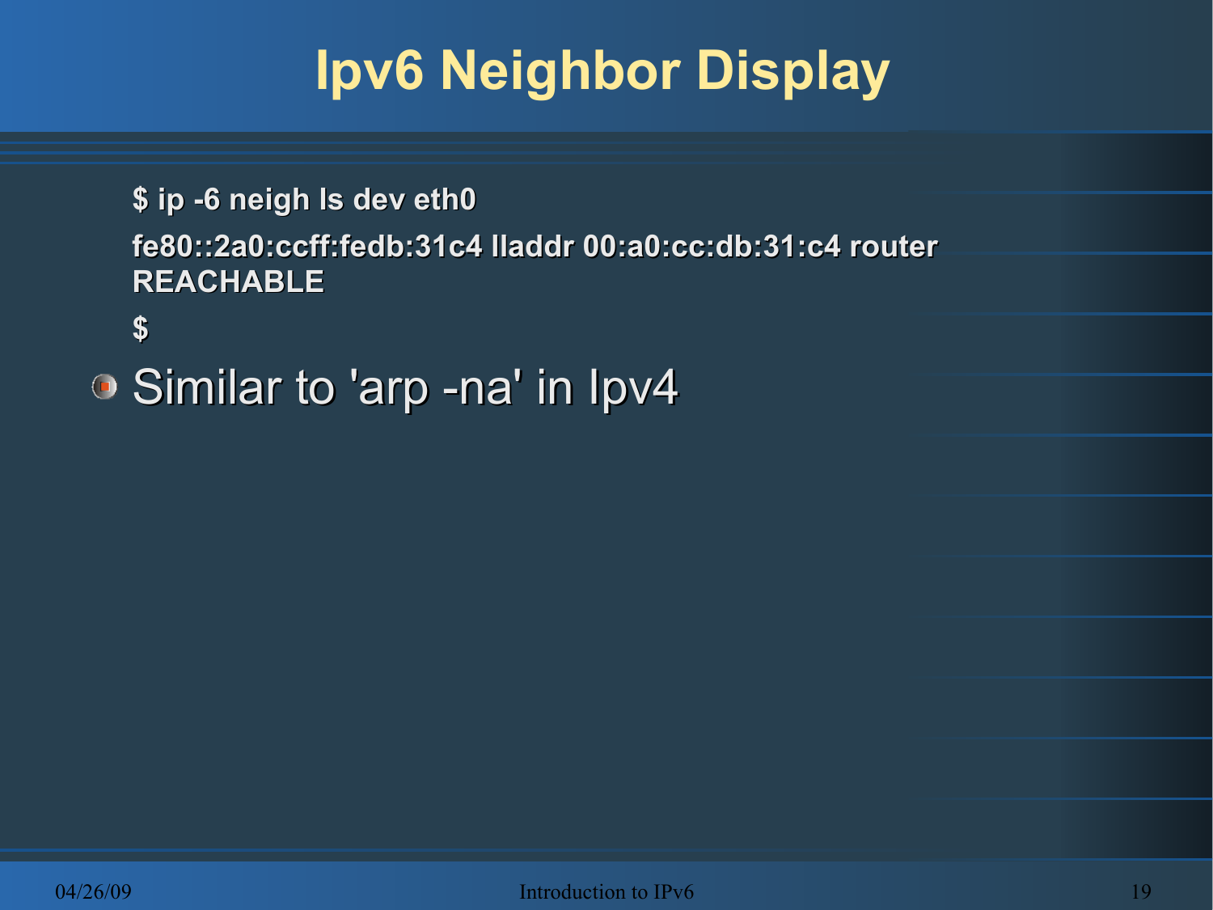# Ipv6 Neighbor Display

```
$ ip -6 neigh ls dev eth0
fe80::2a0:ccff:fedb:31c4 lladdr 00:a0:cc:db:31:c4 router
REACHABLE
$
```

- Similar to 'arp -na' in Ipv4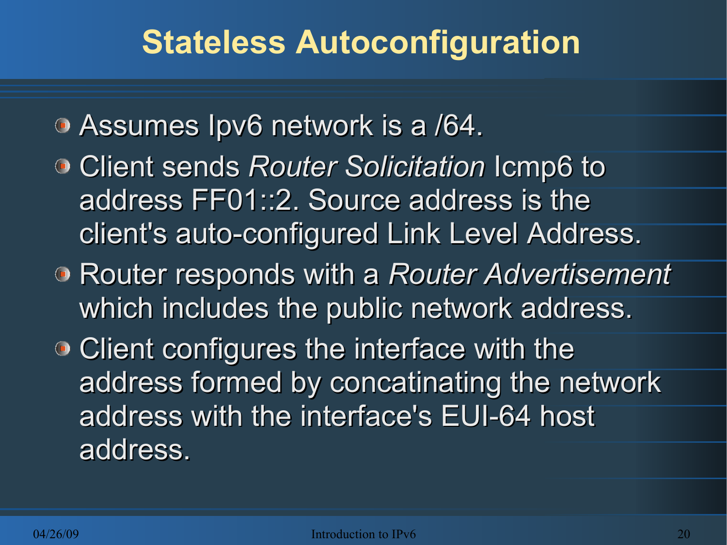# Stateless Autoconfiguration

- Assumes Ipv6 network is a /64.
- Client sends *Router Solicitation* Icmp6 to address FF01::2. Source address is the client's auto-configured Link Level Address.
- Router responds with a *Router Advertisement* which includes the public network address.
- Client configures the interface with the address formed by concatinating the network address with the interface's EUI-64 host address.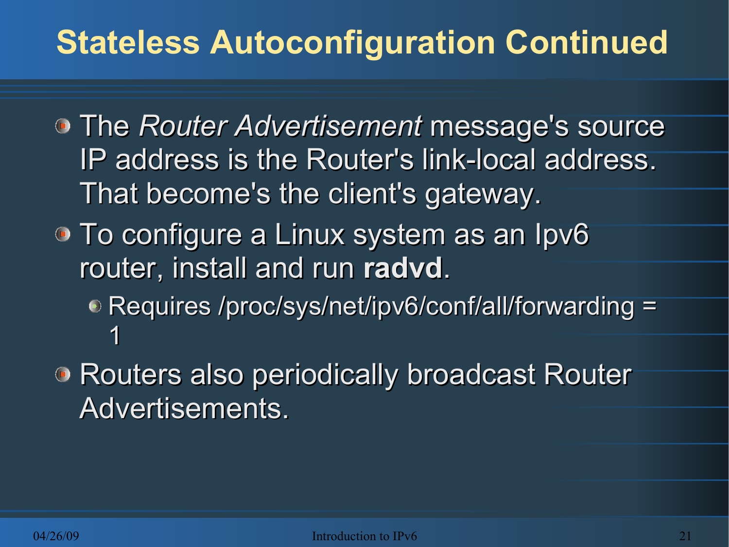# Stateless Autoconfiguration Continued

- The *Router Advertisement* message's source IP address is the Router's link-local address. That become's the client's gateway.
- To configure a Linux system as an Ipv6 router, install and run **radvd**.
  - Requires /proc/sys/net/ipv6/conf/all/forwarding = 1
- Routers also periodically broadcast Router Advertisements.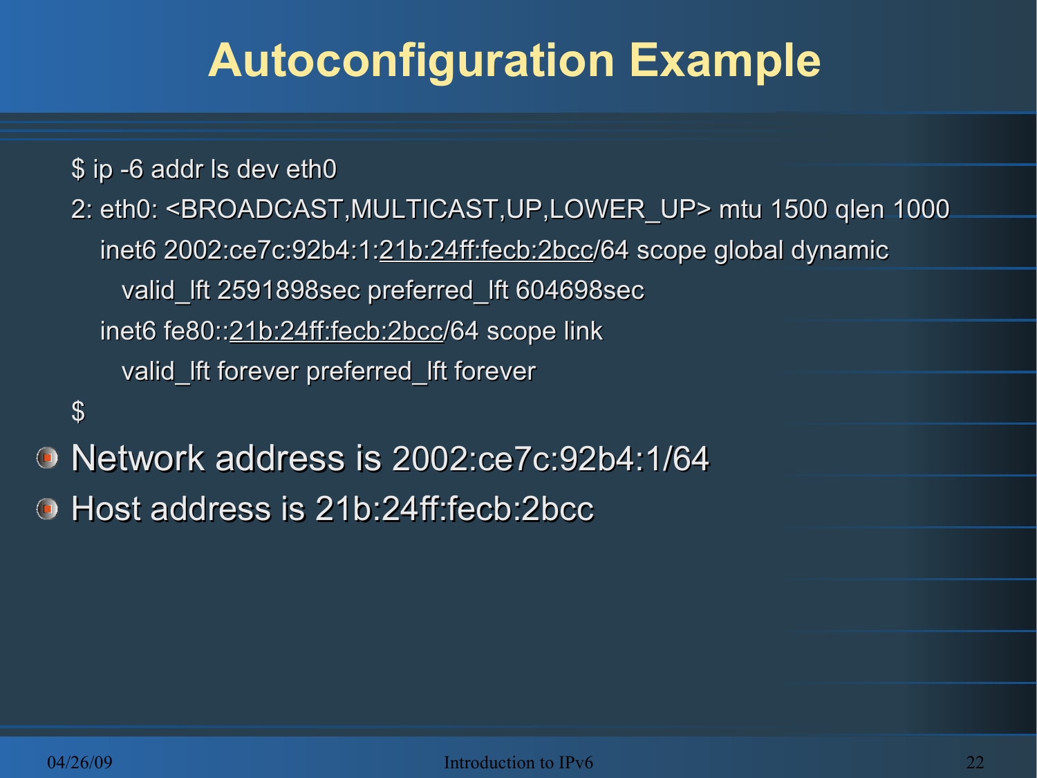# Autoconfiguration Example

```
$ ip -6 addr ls dev eth0
2: eth0: <BROADCAST,MULTICAST,UP,LOWER_UP> mtu 1500 qlen 1000
    inet6 2002:ce7c:92b4:1:21b:24ff:fecb:2bcc/64 scope global dynamic
       valid_lft 2591898sec preferred_lft 604698sec
    inet6 fe80::21b:24ff:fecb:2bcc/64 scope link
       valid_lft forever preferred_lft forever
$
```

- Network address is 2002:ce7c:92b4:1/64
- Host address is 21b:24ff:fecb:2bcc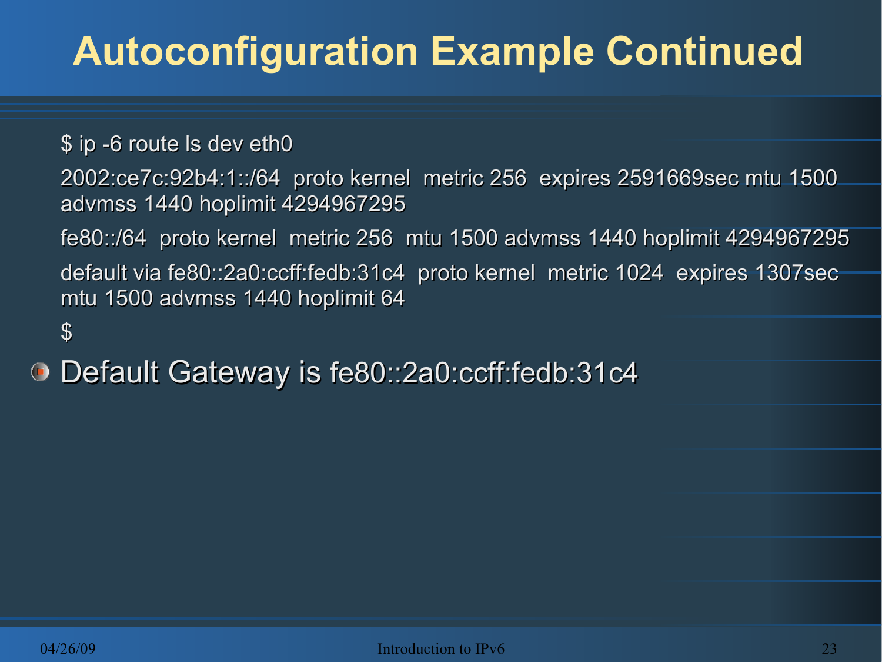# Autoconfiguration Example Continued

```
$ ip -6 route ls dev eth0
2002:ce7c:92b4:1::/64  proto kernel  metric 256  expires 2591669sec mtu 1500 advmss 1440 hoplimit 4294967295
fe80::/64  proto kernel  metric 256  mtu 1500 advmss 1440 hoplimit 4294967295
default via fe80::2a0:ccff:fedb:31c4  proto kernel  metric 1024  expires 1307sec mtu 1500 advmss 1440 hoplimit 64
$
```

- Default Gateway is fe80::2a0:ccff:fedb:31c4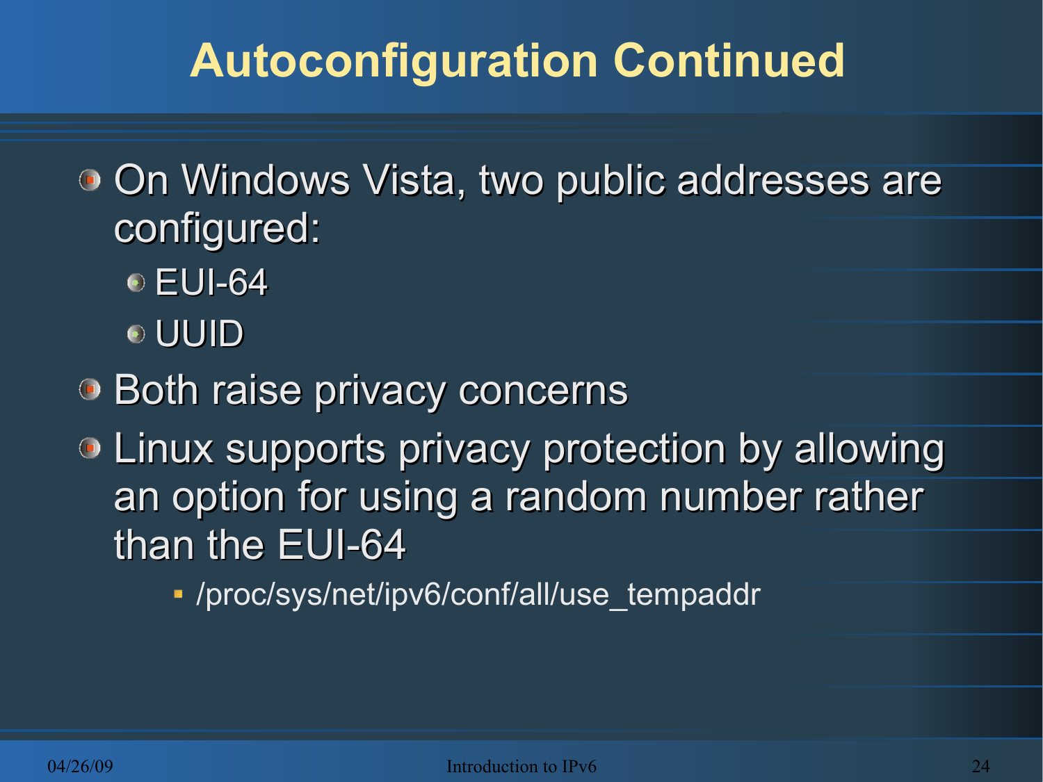# Autoconfiguration Continued

- On Windows Vista, two public addresses are configured:
  - EUI-64
  - UUID
- Both raise privacy concerns
- Linux supports privacy protection by allowing an option for using a random number rather than the EUI-64
  - /proc/sys/net/ipv6/conf/all/use_tempaddr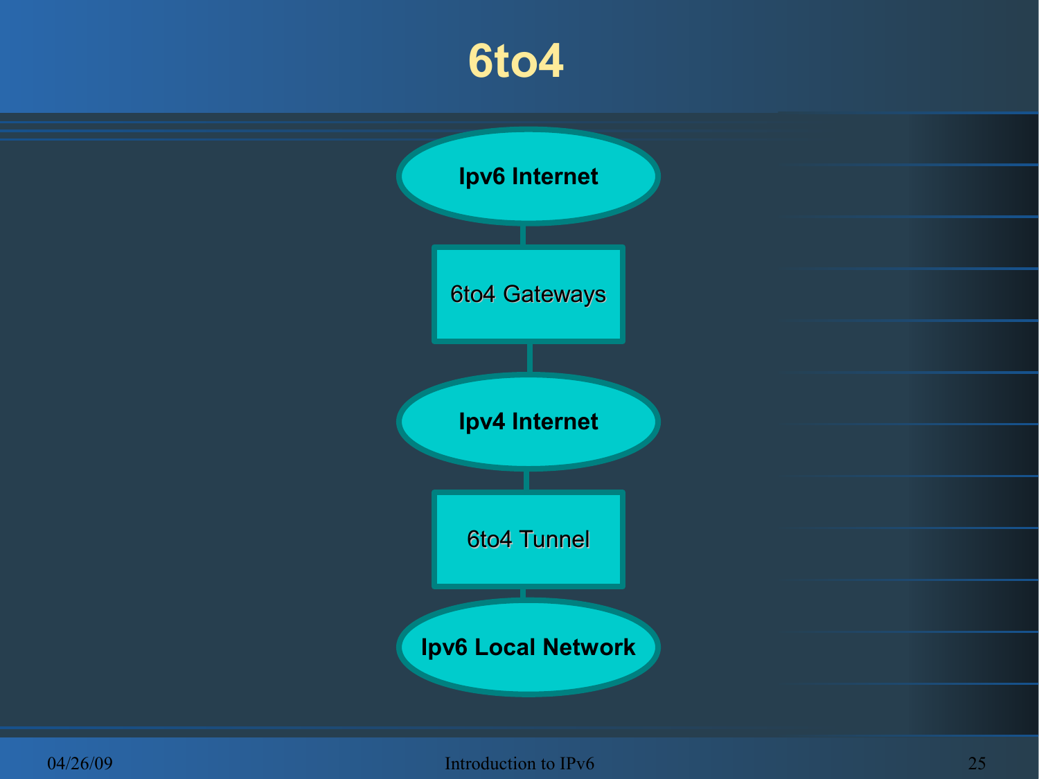# 6to4

Ipv6 Internet

6to4 Gateways

Ipv4 Internet

6to4 Tunnel

Ipv6 Local Network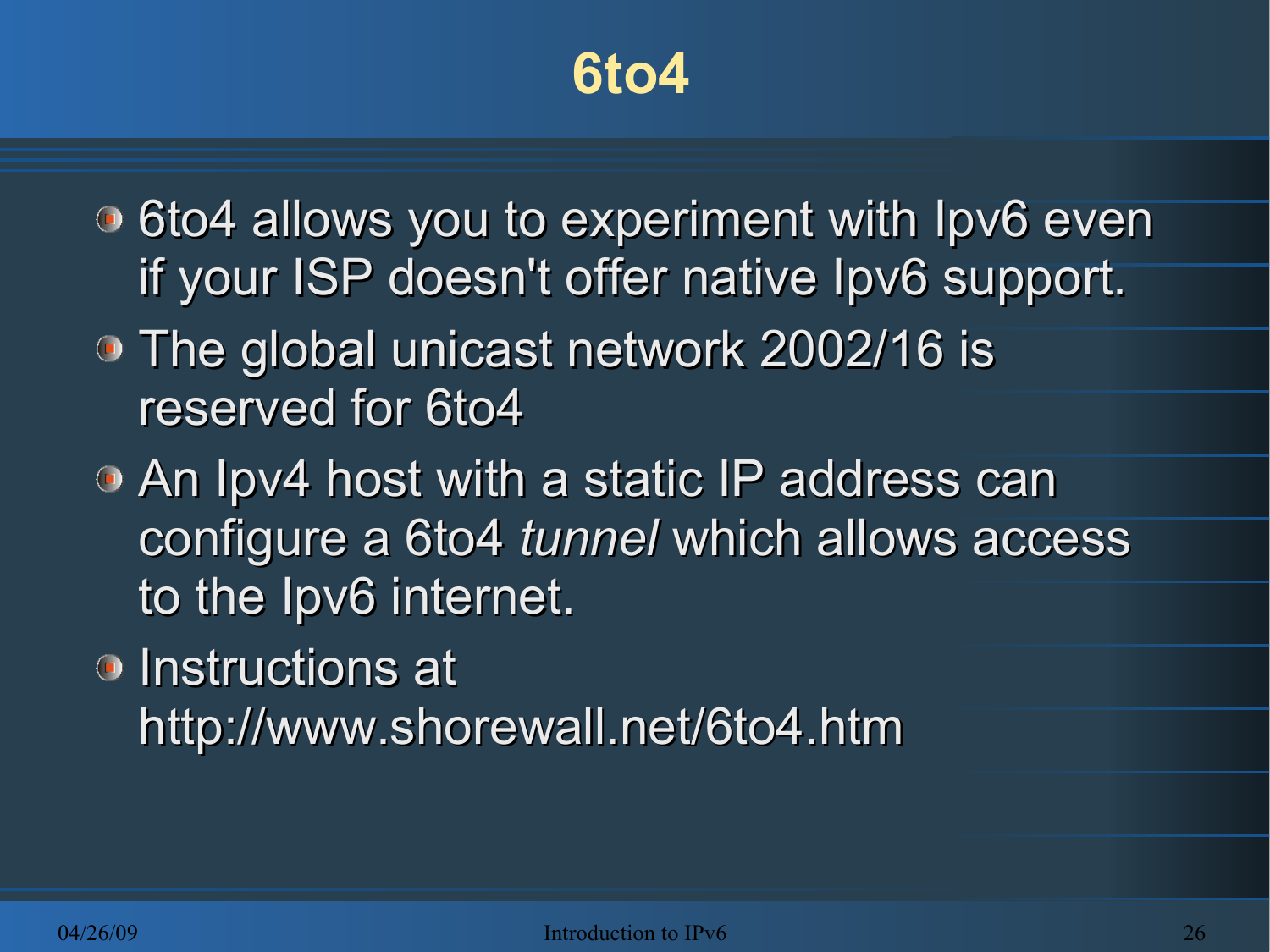# 6to4

- 6to4 allows you to experiment with Ipv6 even if your ISP doesn't offer native Ipv6 support.
- The global unicast network 2002/16 is reserved for 6to4
- An Ipv4 host with a static IP address can configure a 6to4 *tunnel* which allows access to the Ipv6 internet.
- Instructions at http://www.shorewall.net/6to4.htm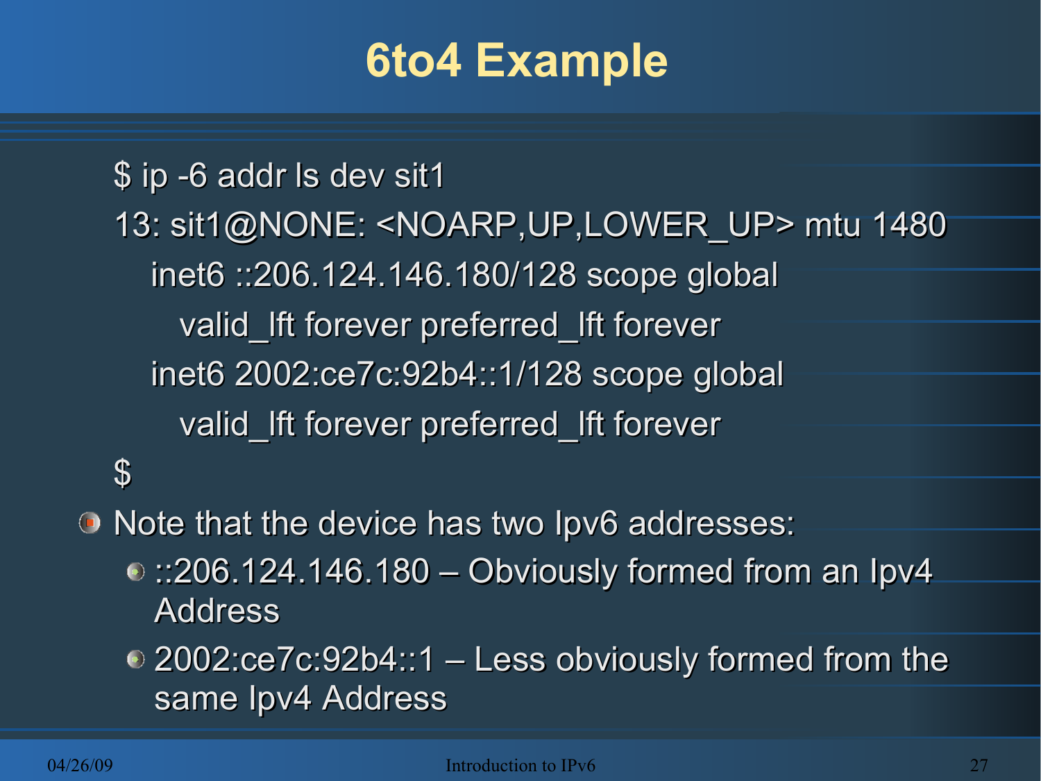# 6to4 Example

```
$ ip -6 addr ls dev sit1
13: sit1@NONE: <NOARP,UP,LOWER_UP> mtu 1480
    inet6 ::206.124.146.180/128 scope global
       valid_lft forever preferred_lft forever
    inet6 2002:ce7c:92b4::1/128 scope global
       valid_lft forever preferred_lft forever
$
```

- Note that the device has two Ipv6 addresses:
  - ::206.124.146.180 – Obviously formed from an Ipv4 Address
  - 2002:ce7c:92b4::1 – Less obviously formed from the same Ipv4 Address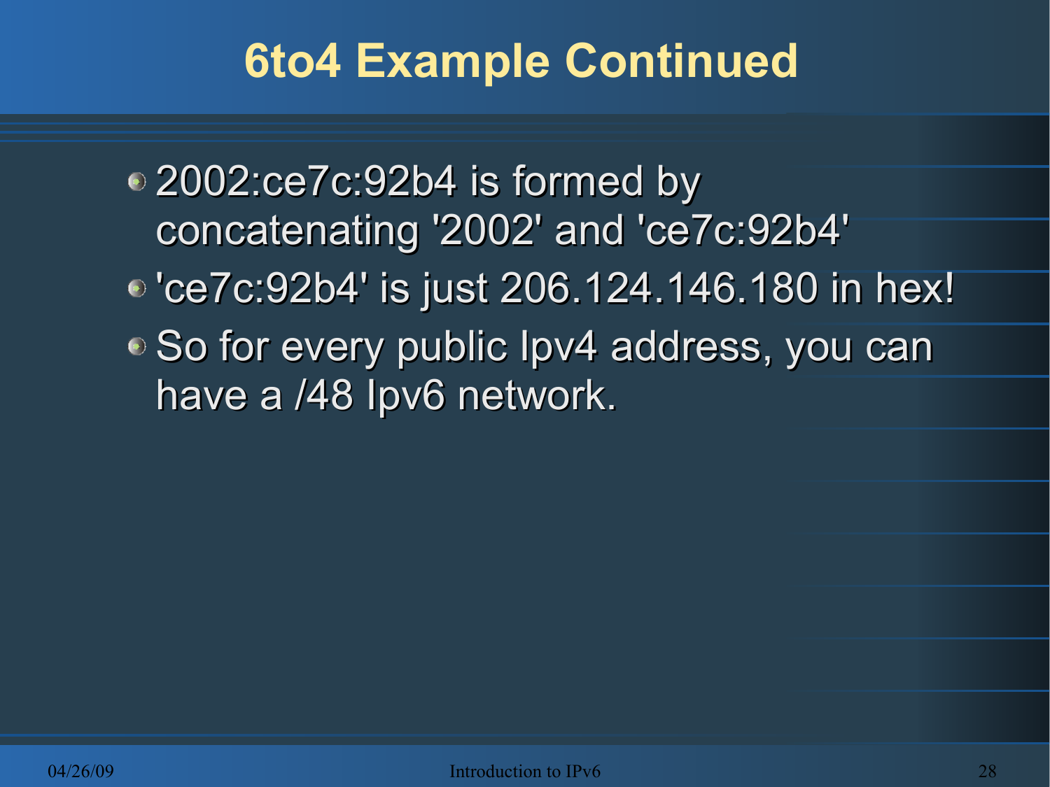# 6to4 Example Continued

- 2002:ce7c:92b4 is formed by concatenating '2002' and 'ce7c:92b4'
- 'ce7c:92b4' is just 206.124.146.180 in hex!
- So for every public Ipv4 address, you can have a /48 Ipv6 network.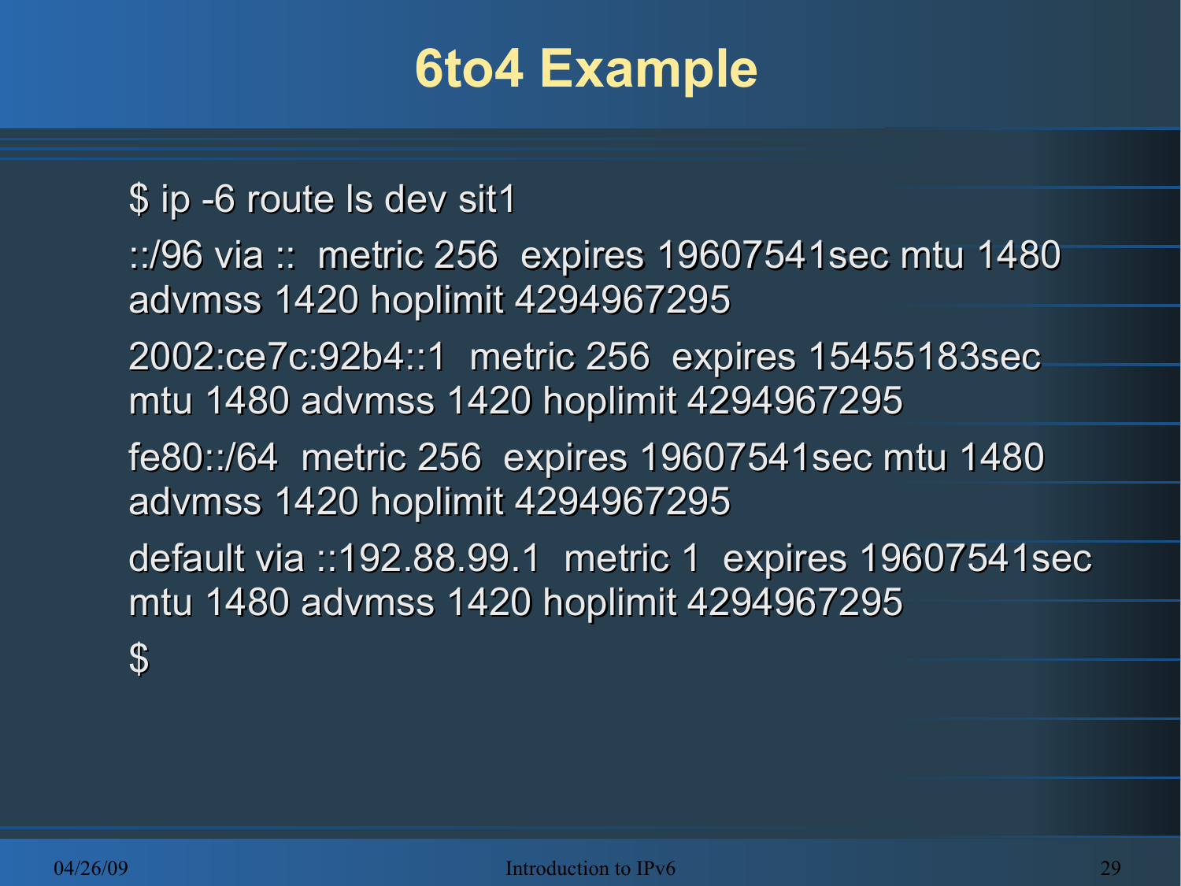# 6to4 Example

```
$ ip -6 route ls dev sit1
::/96 via ::  metric 256  expires 19607541sec mtu 1480 advmss 1420 hoplimit 4294967295
2002:ce7c:92b4::1  metric 256  expires 15455183sec mtu 1480 advmss 1420 hoplimit 4294967295
fe80::/64  metric 256  expires 19607541sec mtu 1480 advmss 1420 hoplimit 4294967295
default via ::192.88.99.1  metric 1  expires 19607541sec mtu 1480 advmss 1420 hoplimit 4294967295
$
```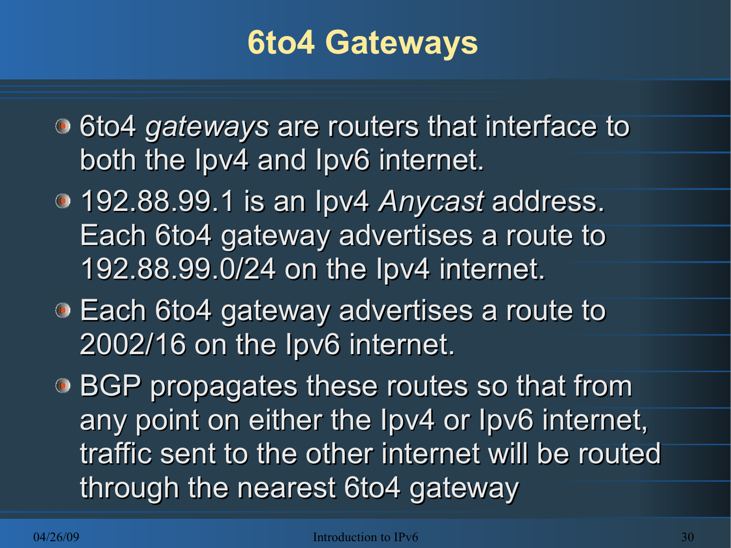# 6to4 Gateways

- 6to4 *gateways* are routers that interface to both the Ipv4 and Ipv6 internet.
- 192.88.99.1 is an Ipv4 *Anycast* address. Each 6to4 gateway advertises a route to 192.88.99.0/24 on the Ipv4 internet.
- Each 6to4 gateway advertises a route to 2002/16 on the Ipv6 internet.
- BGP propagates these routes so that from any point on either the Ipv4 or Ipv6 internet, traffic sent to the other internet will be routed through the nearest 6to4 gateway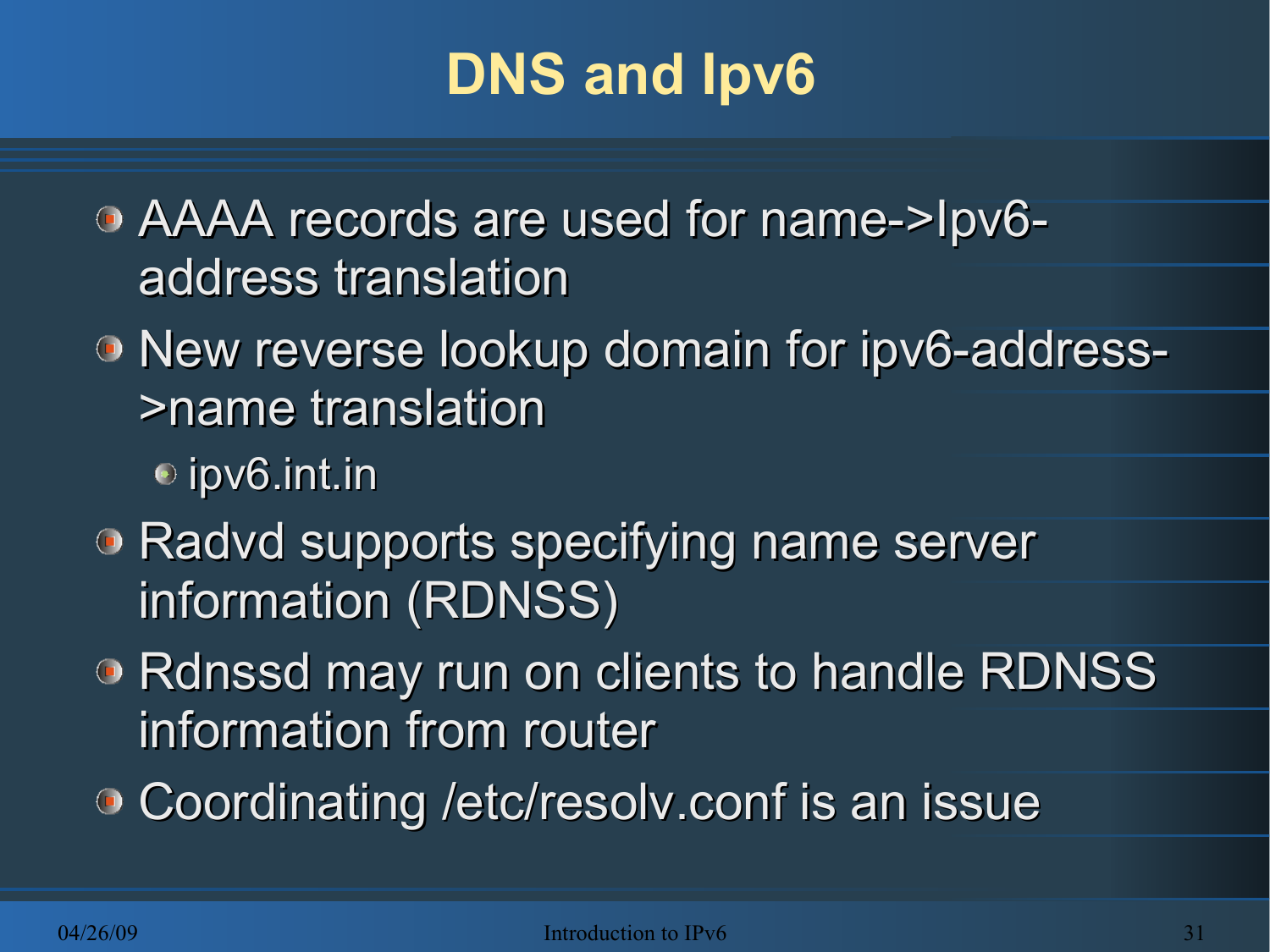# DNS and Ipv6

- AAAA records are used for name->Ipv6-address translation
- New reverse lookup domain for ipv6-address->name translation
  - ipv6.int.in
- Radvd supports specifying name server information (RDNSS)
- Rdnssd may run on clients to handle RDNSS information from router
- Coordinating /etc/resolv.conf is an issue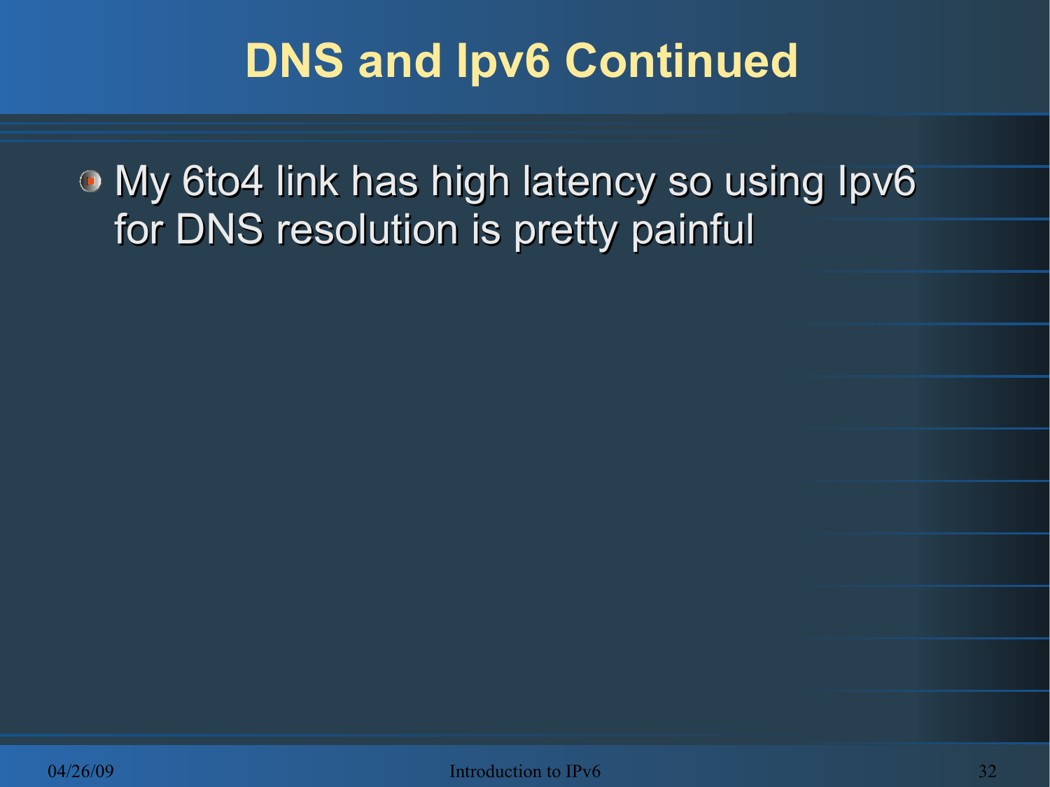# DNS and Ipv6 Continued

- My 6to4 link has high latency so using Ipv6 for DNS resolution is pretty painful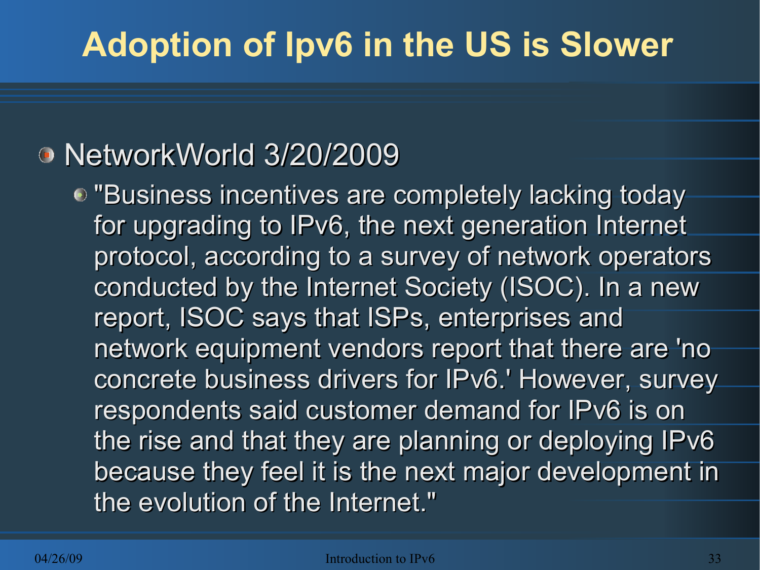# Adoption of Ipv6 in the US is Slower

- NetworkWorld 3/20/2009
  - "Business incentives are completely lacking today for upgrading to IPv6, the next generation Internet protocol, according to a survey of network operators conducted by the Internet Society (ISOC). In a new report, ISOC says that ISPs, enterprises and network equipment vendors report that there are 'no concrete business drivers for IPv6.' However, survey respondents said customer demand for IPv6 is on the rise and that they are planning or deploying IPv6 because they feel it is the next major development in the evolution of the Internet."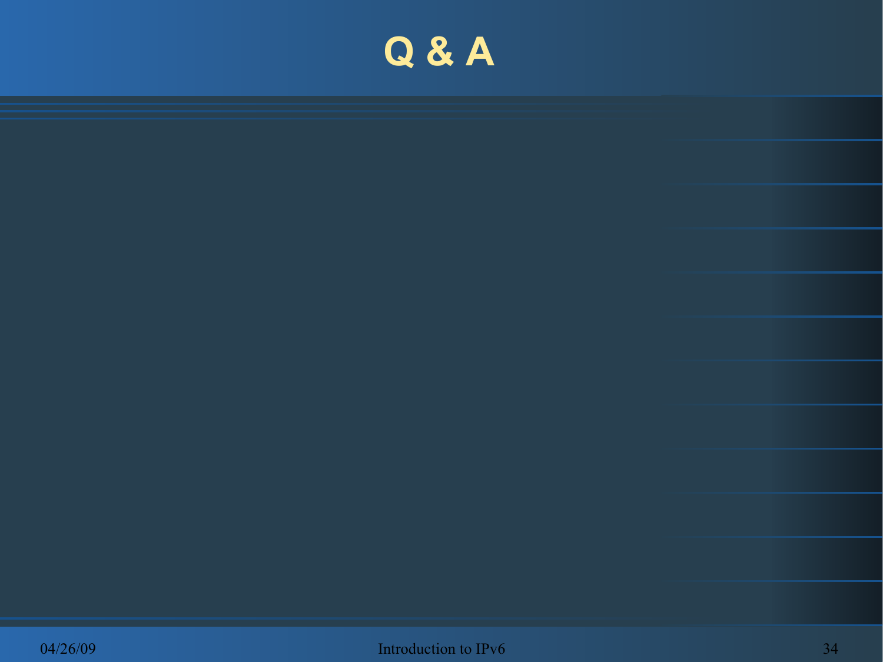# Q & A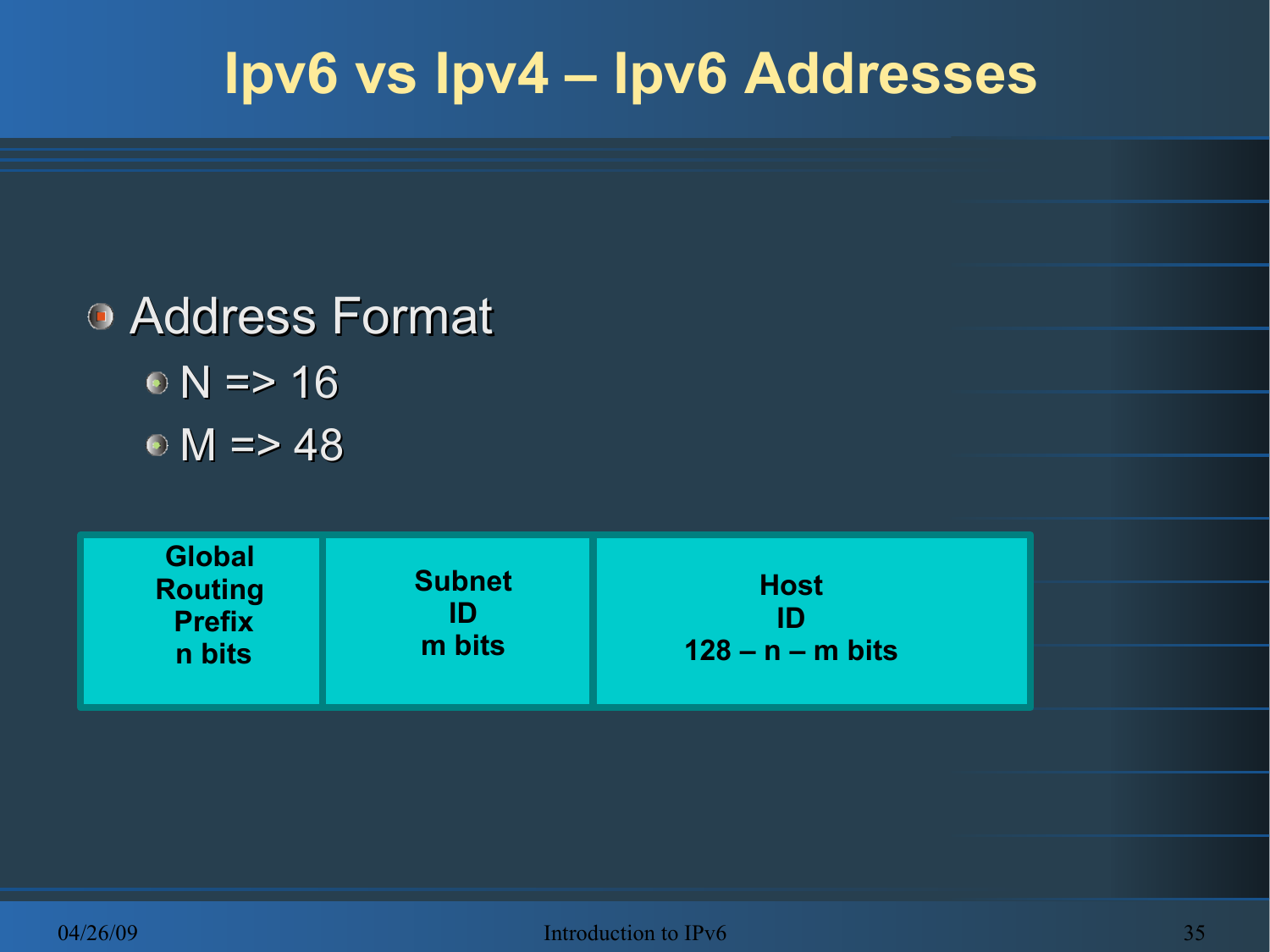# Ipv6 vs Ipv4 – Ipv6 Addresses

- Address Format
  - N => 16
  - M => 48

| Global Routing Prefix n bits | Subnet ID m bits | Host ID 128 – n – m bits |
|---|---|---|